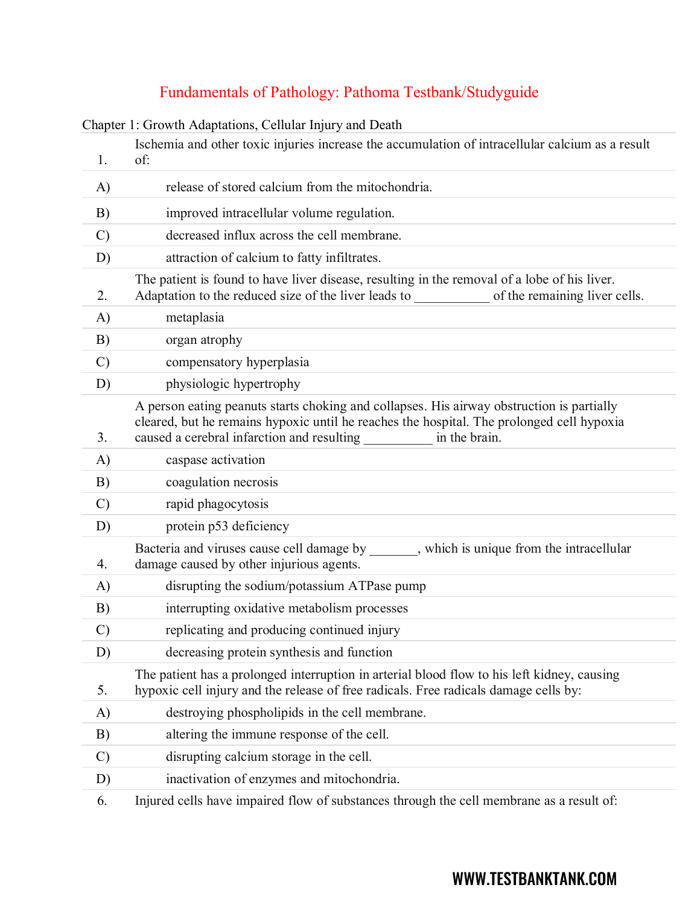# Fundamentals of Pathology: Pathoma Testbank/Studyguide

Chapter 1: Growth Adaptations, Cellular Injury and Death

1. Ischemia and other toxic injuries increase the accumulation of intracellular calcium as a result of:

A) release of stored calcium from the mitochondria.

B) improved intracellular volume regulation.

C) decreased influx across the cell membrane.

D) attraction of calcium to fatty infiltrates.

2. The patient is found to have liver disease, resulting in the removal of a lobe of his liver. Adaptation to the reduced size of the liver leads to ___________ of the remaining liver cells.

A) metaplasia

B) organ atrophy

C) compensatory hyperplasia

D) physiologic hypertrophy

3. A person eating peanuts starts choking and collapses. His airway obstruction is partially cleared, but he remains hypoxic until he reaches the hospital. The prolonged cell hypoxia caused a cerebral infarction and resulting __________ in the brain.

A) caspase activation

B) coagulation necrosis

C) rapid phagocytosis

D) protein p53 deficiency

4. Bacteria and viruses cause cell damage by _______, which is unique from the intracellular damage caused by other injurious agents.

A) disrupting the sodium/potassium ATPase pump

B) interrupting oxidative metabolism processes

C) replicating and producing continued injury

D) decreasing protein synthesis and function

5. The patient has a prolonged interruption in arterial blood flow to his left kidney, causing hypoxic cell injury and the release of free radicals. Free radicals damage cells by:

A) destroying phospholipids in the cell membrane.

B) altering the immune response of the cell.

C) disrupting calcium storage in the cell.

D) inactivation of enzymes and mitochondria.

6. Injured cells have impaired flow of substances through the cell membrane as a result of: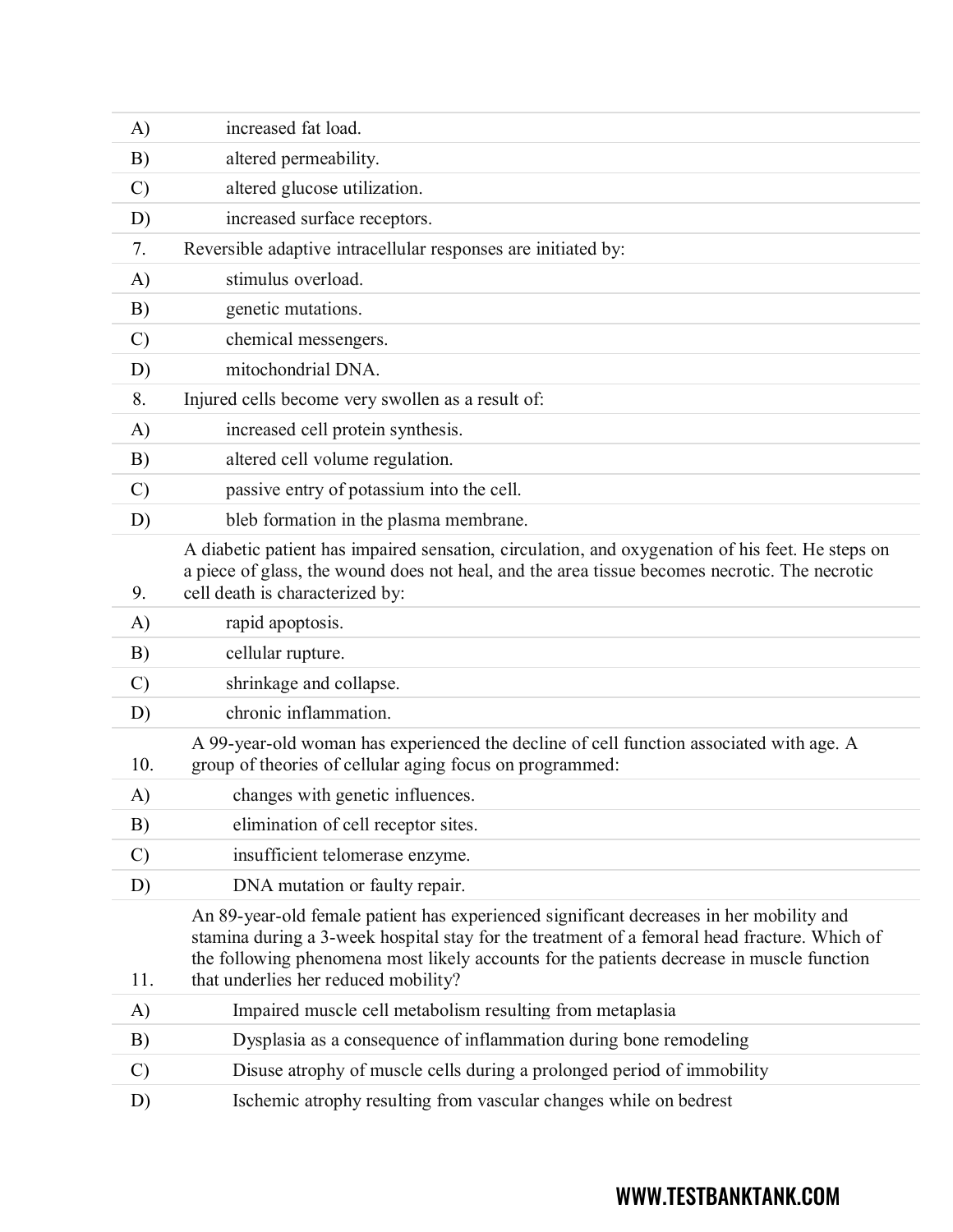| | |
|---|---|
| A) | increased fat load. |
| B) | altered permeability. |
| C) | altered glucose utilization. |
| D) | increased surface receptors. |
| 7. | Reversible adaptive intracellular responses are initiated by: |
| A) | stimulus overload. |
| B) | genetic mutations. |
| C) | chemical messengers. |
| D) | mitochondrial DNA. |
| 8. | Injured cells become very swollen as a result of: |
| A) | increased cell protein synthesis. |
| B) | altered cell volume regulation. |
| C) | passive entry of potassium into the cell. |
| D) | bleb formation in the plasma membrane. |
| 9. | A diabetic patient has impaired sensation, circulation, and oxygenation of his feet. He steps on a piece of glass, the wound does not heal, and the area tissue becomes necrotic. The necrotic cell death is characterized by: |
| A) | rapid apoptosis. |
| B) | cellular rupture. |
| C) | shrinkage and collapse. |
| D) | chronic inflammation. |
| 10. | A 99-year-old woman has experienced the decline of cell function associated with age. A group of theories of cellular aging focus on programmed: |
| A) | changes with genetic influences. |
| B) | elimination of cell receptor sites. |
| C) | insufficient telomerase enzyme. |
| D) | DNA mutation or faulty repair. |
| 11. | An 89-year-old female patient has experienced significant decreases in her mobility and stamina during a 3-week hospital stay for the treatment of a femoral head fracture. Which of the following phenomena most likely accounts for the patients decrease in muscle function that underlies her reduced mobility? |
| A) | Impaired muscle cell metabolism resulting from metaplasia |
| B) | Dysplasia as a consequence of inflammation during bone remodeling |
| C) | Disuse atrophy of muscle cells during a prolonged period of immobility |
| D) | Ischemic atrophy resulting from vascular changes while on bedrest |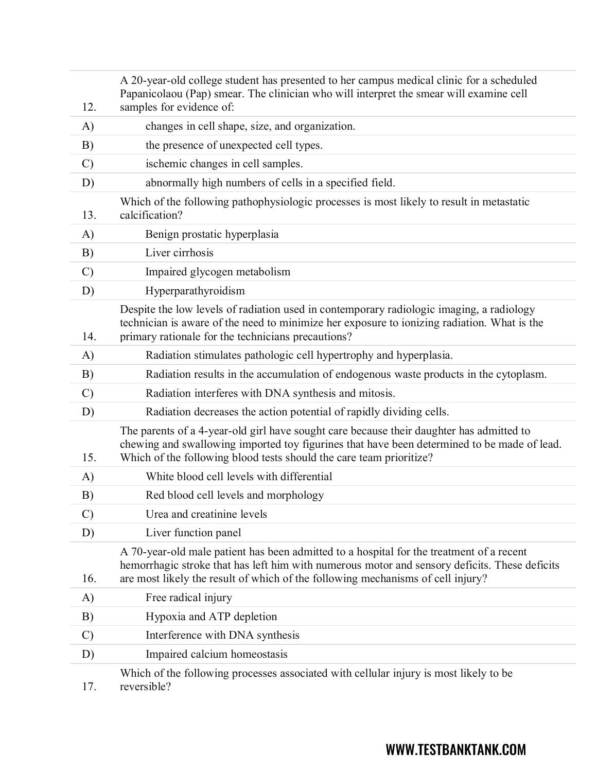| | |
|---|---|
| 12. | A 20-year-old college student has presented to her campus medical clinic for a scheduled Papanicolaou (Pap) smear. The clinician who will interpret the smear will examine cell samples for evidence of: |
| A) | changes in cell shape, size, and organization. |
| B) | the presence of unexpected cell types. |
| C) | ischemic changes in cell samples. |
| D) | abnormally high numbers of cells in a specified field. |
| 13. | Which of the following pathophysiologic processes is most likely to result in metastatic calcification? |
| A) | Benign prostatic hyperplasia |
| B) | Liver cirrhosis |
| C) | Impaired glycogen metabolism |
| D) | Hyperparathyroidism |
| 14. | Despite the low levels of radiation used in contemporary radiologic imaging, a radiology technician is aware of the need to minimize her exposure to ionizing radiation. What is the primary rationale for the technicians precautions? |
| A) | Radiation stimulates pathologic cell hypertrophy and hyperplasia. |
| B) | Radiation results in the accumulation of endogenous waste products in the cytoplasm. |
| C) | Radiation interferes with DNA synthesis and mitosis. |
| D) | Radiation decreases the action potential of rapidly dividing cells. |
| 15. | The parents of a 4-year-old girl have sought care because their daughter has admitted to chewing and swallowing imported toy figurines that have been determined to be made of lead. Which of the following blood tests should the care team prioritize? |
| A) | White blood cell levels with differential |
| B) | Red blood cell levels and morphology |
| C) | Urea and creatinine levels |
| D) | Liver function panel |
| 16. | A 70-year-old male patient has been admitted to a hospital for the treatment of a recent hemorrhagic stroke that has left him with numerous motor and sensory deficits. These deficits are most likely the result of which of the following mechanisms of cell injury? |
| A) | Free radical injury |
| B) | Hypoxia and ATP depletion |
| C) | Interference with DNA synthesis |
| D) | Impaired calcium homeostasis |
| 17. | Which of the following processes associated with cellular injury is most likely to be reversible? |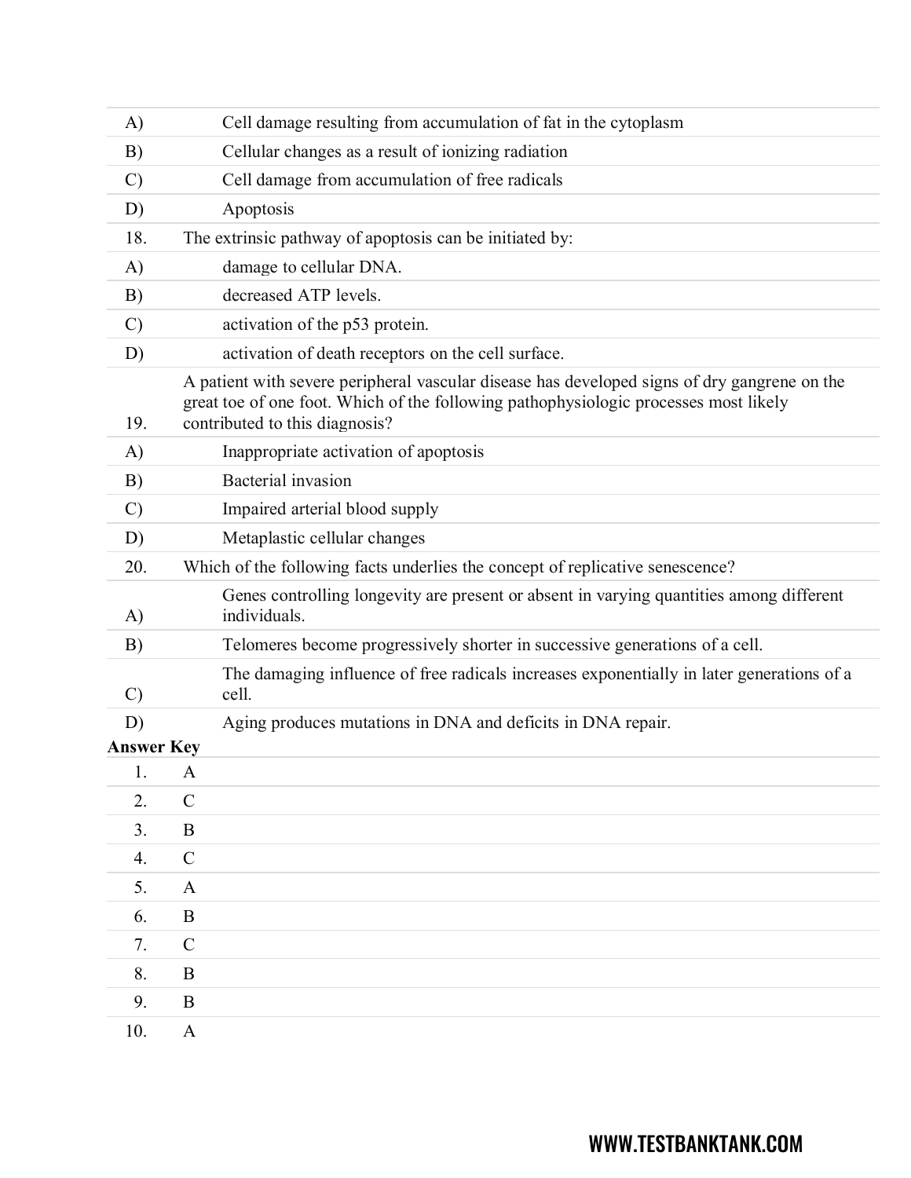A) Cell damage resulting from accumulation of fat in the cytoplasm

B) Cellular changes as a result of ionizing radiation

C) Cell damage from accumulation of free radicals

D) Apoptosis

18. The extrinsic pathway of apoptosis can be initiated by:

A) damage to cellular DNA.

B) decreased ATP levels.

C) activation of the p53 protein.

D) activation of death receptors on the cell surface.

19. A patient with severe peripheral vascular disease has developed signs of dry gangrene on the great toe of one foot. Which of the following pathophysiologic processes most likely contributed to this diagnosis?

A) Inappropriate activation of apoptosis

B) Bacterial invasion

C) Impaired arterial blood supply

D) Metaplastic cellular changes

20. Which of the following facts underlies the concept of replicative senescence?

A) Genes controlling longevity are present or absent in varying quantities among different individuals.

B) Telomeres become progressively shorter in successive generations of a cell.

C) The damaging influence of free radicals increases exponentially in later generations of a cell.

D) Aging produces mutations in DNA and deficits in DNA repair.

**Answer Key**

1. A
2. C
3. B
4. C
5. A
6. B
7. C
8. B
9. B
10. A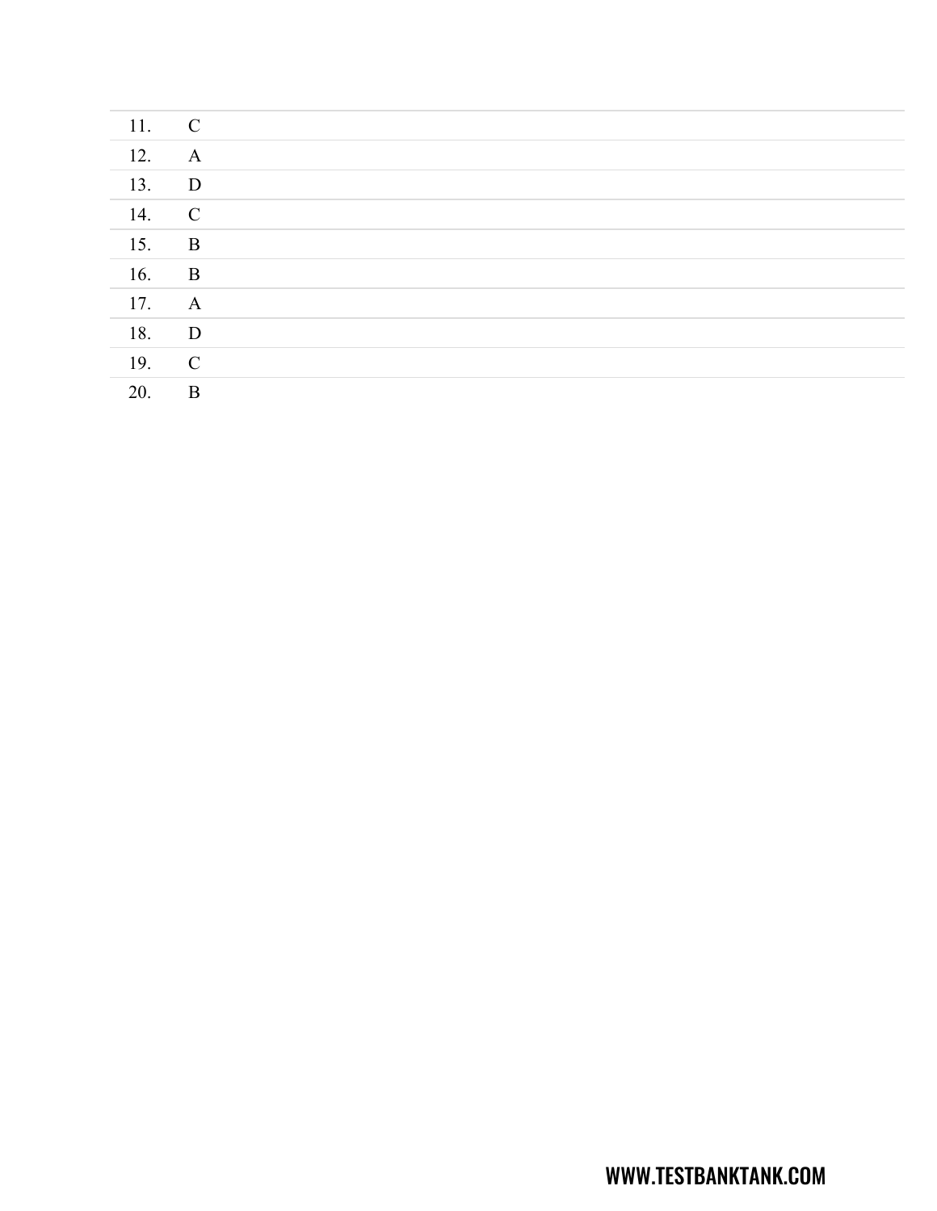| | |
|---|---|
| 11. | C |
| 12. | A |
| 13. | D |
| 14. | C |
| 15. | B |
| 16. | B |
| 17. | A |
| 18. | D |
| 19. | C |
| 20. | B |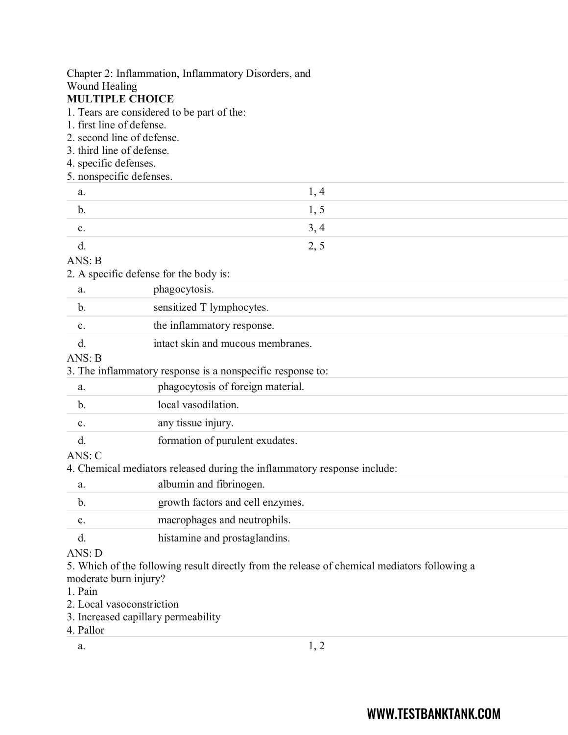Chapter 2: Inflammation, Inflammatory Disorders, and Wound Healing

**MULTIPLE CHOICE**

1. Tears are considered to be part of the:
1. first line of defense.
2. second line of defense.
3. third line of defense.
4. specific defenses.
5. nonspecific defenses.

| | |
|---|---|
| a. | 1, 4 |
| b. | 1, 5 |
| c. | 3, 4 |
| d. | 2, 5 |

ANS: B

2. A specific defense for the body is:

| | |
|---|---|
| a. | phagocytosis. |
| b. | sensitized T lymphocytes. |
| c. | the inflammatory response. |
| d. | intact skin and mucous membranes. |

ANS: B

3. The inflammatory response is a nonspecific response to:

| | |
|---|---|
| a. | phagocytosis of foreign material. |
| b. | local vasodilation. |
| c. | any tissue injury. |
| d. | formation of purulent exudates. |

ANS: C

4. Chemical mediators released during the inflammatory response include:

| | |
|---|---|
| a. | albumin and fibrinogen. |
| b. | growth factors and cell enzymes. |
| c. | macrophages and neutrophils. |
| d. | histamine and prostaglandins. |

ANS: D

5. Which of the following result directly from the release of chemical mediators following a moderate burn injury?
1. Pain
2. Local vasoconstriction
3. Increased capillary permeability
4. Pallor

| | |
|---|---|
| a. | 1, 2 |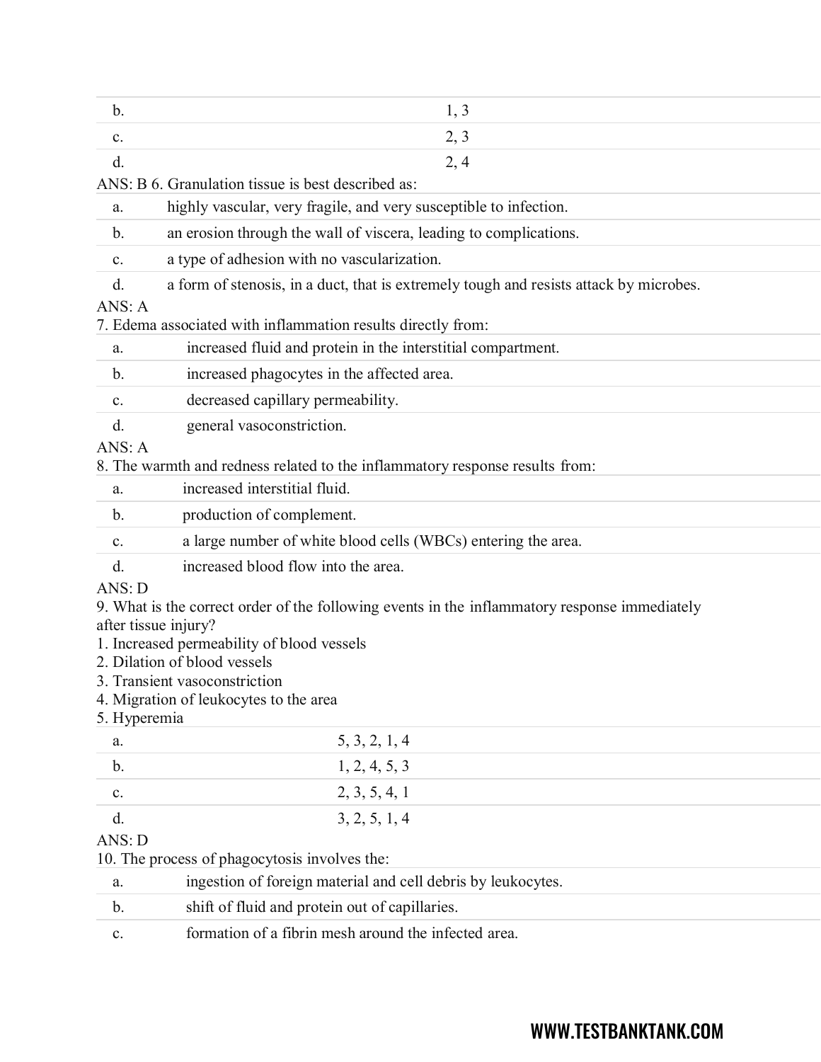| | |
|---|---|
| b. | 1, 3 |
| c. | 2, 3 |
| d. | 2, 4 |

ANS: B 6. Granulation tissue is best described as:

| | |
|---|---|
| a. | highly vascular, very fragile, and very susceptible to infection. |
| b. | an erosion through the wall of viscera, leading to complications. |
| c. | a type of adhesion with no vascularization. |
| d. | a form of stenosis, in a duct, that is extremely tough and resists attack by microbes. |

ANS: A

7. Edema associated with inflammation results directly from:

| | |
|---|---|
| a. | increased fluid and protein in the interstitial compartment. |
| b. | increased phagocytes in the affected area. |
| c. | decreased capillary permeability. |
| d. | general vasoconstriction. |

ANS: A

8. The warmth and redness related to the inflammatory response results from:

| | |
|---|---|
| a. | increased interstitial fluid. |
| b. | production of complement. |
| c. | a large number of white blood cells (WBCs) entering the area. |
| d. | increased blood flow into the area. |

ANS: D

9. What is the correct order of the following events in the inflammatory response immediately after tissue injury?

1. Increased permeability of blood vessels
2. Dilation of blood vessels
3. Transient vasoconstriction
4. Migration of leukocytes to the area
5. Hyperemia

| | |
|---|---|
| a. | 5, 3, 2, 1, 4 |
| b. | 1, 2, 4, 5, 3 |
| c. | 2, 3, 5, 4, 1 |
| d. | 3, 2, 5, 1, 4 |

ANS: D

10. The process of phagocytosis involves the:

| | |
|---|---|
| a. | ingestion of foreign material and cell debris by leukocytes. |
| b. | shift of fluid and protein out of capillaries. |
| c. | formation of a fibrin mesh around the infected area. |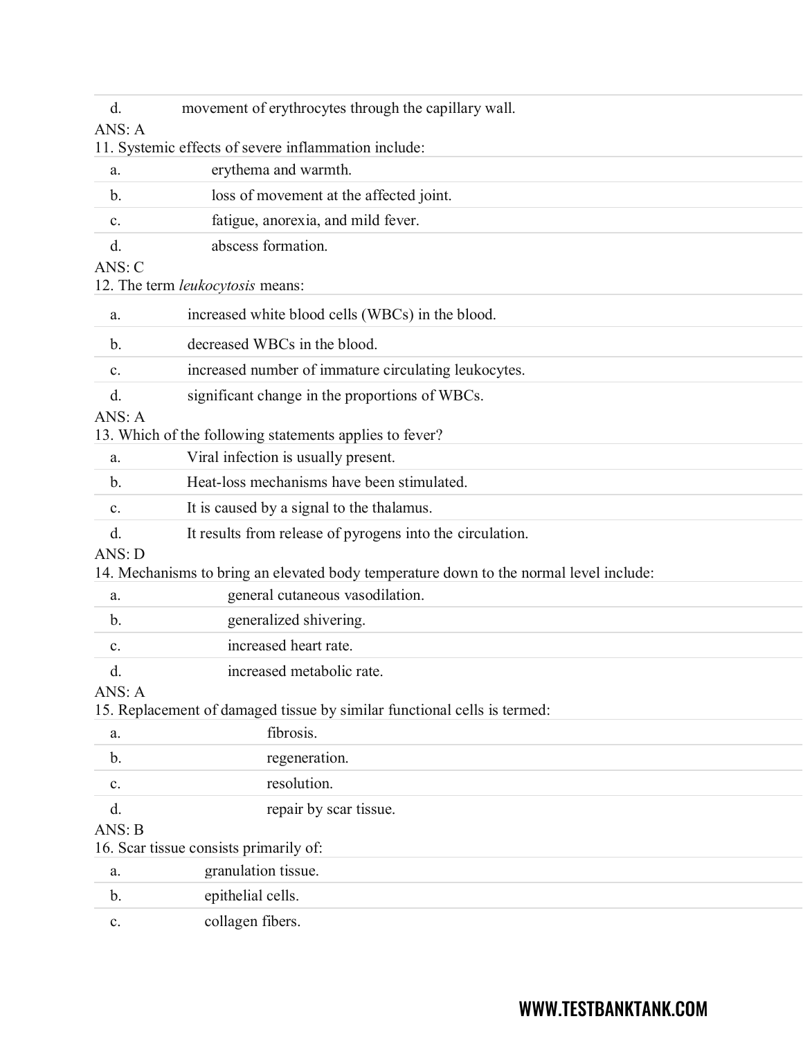d. movement of erythrocytes through the capillary wall.

ANS: A

11. Systemic effects of severe inflammation include:

a. erythema and warmth.

b. loss of movement at the affected joint.

c. fatigue, anorexia, and mild fever.

d. abscess formation.

ANS: C

12. The term *leukocytosis* means:

a. increased white blood cells (WBCs) in the blood.

b. decreased WBCs in the blood.

c. increased number of immature circulating leukocytes.

d. significant change in the proportions of WBCs.

ANS: A

13. Which of the following statements applies to fever?

a. Viral infection is usually present.

b. Heat-loss mechanisms have been stimulated.

c. It is caused by a signal to the thalamus.

d. It results from release of pyrogens into the circulation.

ANS: D

14. Mechanisms to bring an elevated body temperature down to the normal level include:

a. general cutaneous vasodilation.

b. generalized shivering.

c. increased heart rate.

d. increased metabolic rate.

ANS: A

15. Replacement of damaged tissue by similar functional cells is termed:

a. fibrosis.

b. regeneration.

c. resolution.

d. repair by scar tissue.

ANS: B

16. Scar tissue consists primarily of:

a. granulation tissue.

b. epithelial cells.

c. collagen fibers.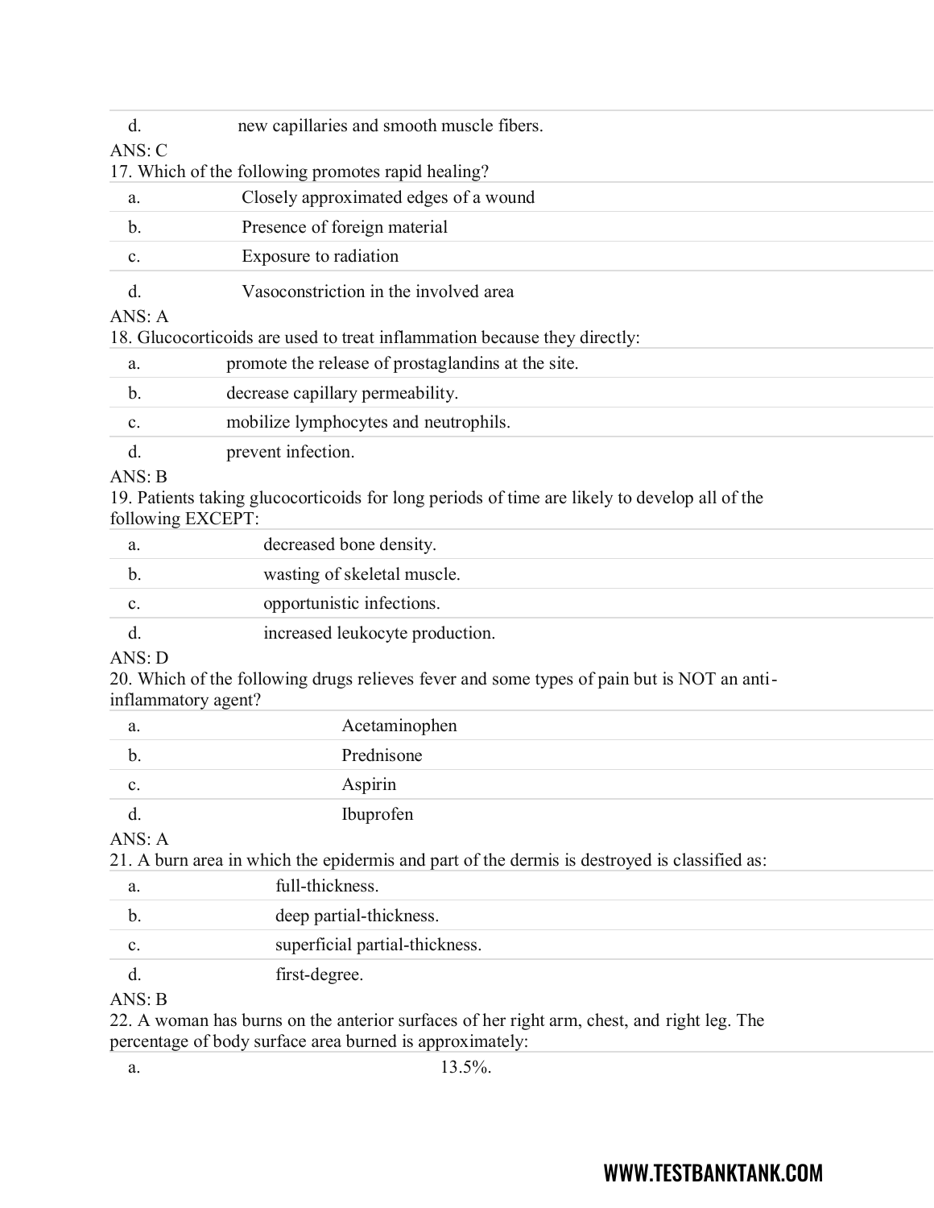d. new capillaries and smooth muscle fibers.

ANS: C

17. Which of the following promotes rapid healing?

a. Closely approximated edges of a wound

b. Presence of foreign material

c. Exposure to radiation

d. Vasoconstriction in the involved area

ANS: A

18. Glucocorticoids are used to treat inflammation because they directly:

a. promote the release of prostaglandins at the site.

b. decrease capillary permeability.

c. mobilize lymphocytes and neutrophils.

d. prevent infection.

ANS: B

19. Patients taking glucocorticoids for long periods of time are likely to develop all of the following EXCEPT:

a. decreased bone density.

b. wasting of skeletal muscle.

c. opportunistic infections.

d. increased leukocyte production.

ANS: D

20. Which of the following drugs relieves fever and some types of pain but is NOT an anti-inflammatory agent?

a. Acetaminophen

b. Prednisone

c. Aspirin

d. Ibuprofen

ANS: A

21. A burn area in which the epidermis and part of the dermis is destroyed is classified as:

a. full-thickness.

b. deep partial-thickness.

c. superficial partial-thickness.

d. first-degree.

ANS: B

22. A woman has burns on the anterior surfaces of her right arm, chest, and right leg. The percentage of body surface area burned is approximately:

a. 13.5%.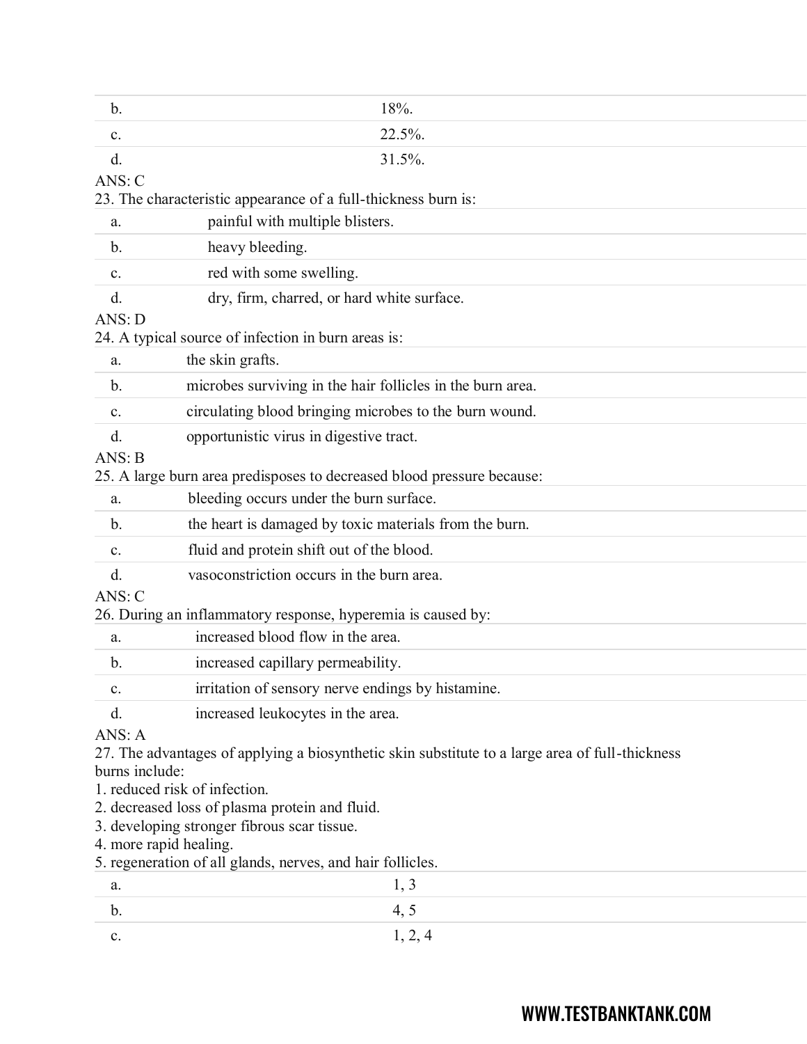| | |
|---|---|
| b. | 18%. |
| c. | 22.5%. |
| d. | 31.5%. |

ANS: C

23. The characteristic appearance of a full-thickness burn is:

| | |
|---|---|
| a. | painful with multiple blisters. |
| b. | heavy bleeding. |
| c. | red with some swelling. |
| d. | dry, firm, charred, or hard white surface. |

ANS: D

24. A typical source of infection in burn areas is:

| | |
|---|---|
| a. | the skin grafts. |
| b. | microbes surviving in the hair follicles in the burn area. |
| c. | circulating blood bringing microbes to the burn wound. |
| d. | opportunistic virus in digestive tract. |

ANS: B

25. A large burn area predisposes to decreased blood pressure because:

| | |
|---|---|
| a. | bleeding occurs under the burn surface. |
| b. | the heart is damaged by toxic materials from the burn. |
| c. | fluid and protein shift out of the blood. |
| d. | vasoconstriction occurs in the burn area. |

ANS: C

26. During an inflammatory response, hyperemia is caused by:

| | |
|---|---|
| a. | increased blood flow in the area. |
| b. | increased capillary permeability. |
| c. | irritation of sensory nerve endings by histamine. |
| d. | increased leukocytes in the area. |

ANS: A

27. The advantages of applying a biosynthetic skin substitute to a large area of full-thickness burns include:

1. reduced risk of infection.
2. decreased loss of plasma protein and fluid.
3. developing stronger fibrous scar tissue.
4. more rapid healing.
5. regeneration of all glands, nerves, and hair follicles.

| | |
|---|---|
| a. | 1, 3 |
| b. | 4, 5 |
| c. | 1, 2, 4 |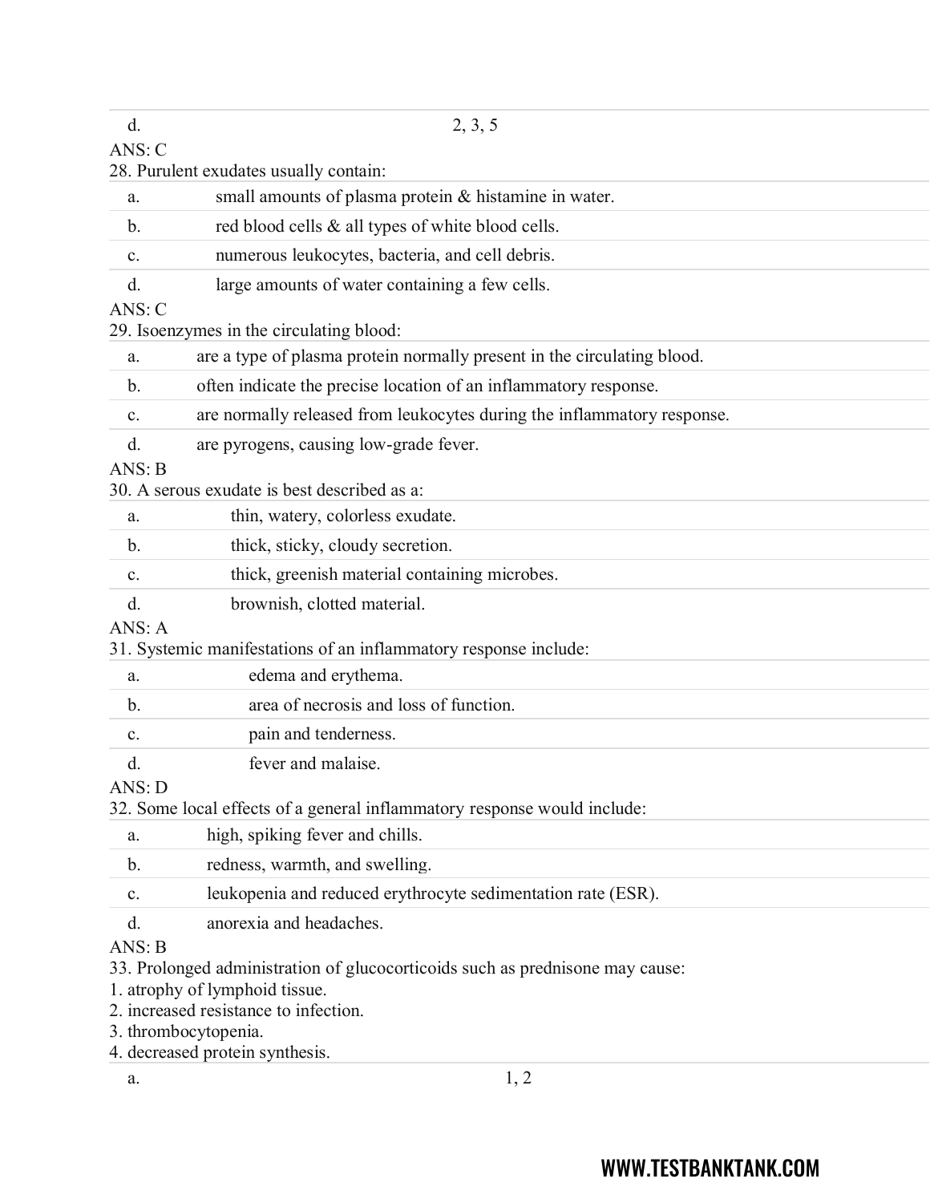d. 2, 3, 5

ANS: C

28. Purulent exudates usually contain:

a. small amounts of plasma protein & histamine in water.

b. red blood cells & all types of white blood cells.

c. numerous leukocytes, bacteria, and cell debris.

d. large amounts of water containing a few cells.

ANS: C

29. Isoenzymes in the circulating blood:

a. are a type of plasma protein normally present in the circulating blood.

b. often indicate the precise location of an inflammatory response.

c. are normally released from leukocytes during the inflammatory response.

d. are pyrogens, causing low-grade fever.

ANS: B

30. A serous exudate is best described as a:

a. thin, watery, colorless exudate.

b. thick, sticky, cloudy secretion.

c. thick, greenish material containing microbes.

d. brownish, clotted material.

ANS: A

31. Systemic manifestations of an inflammatory response include:

a. edema and erythema.

b. area of necrosis and loss of function.

c. pain and tenderness.

d. fever and malaise.

ANS: D

32. Some local effects of a general inflammatory response would include:

a. high, spiking fever and chills.

b. redness, warmth, and swelling.

c. leukopenia and reduced erythrocyte sedimentation rate (ESR).

d. anorexia and headaches.

ANS: B

33. Prolonged administration of glucocorticoids such as prednisone may cause:

1. atrophy of lymphoid tissue.
2. increased resistance to infection.
3. thrombocytopenia.
4. decreased protein synthesis.

a. 1, 2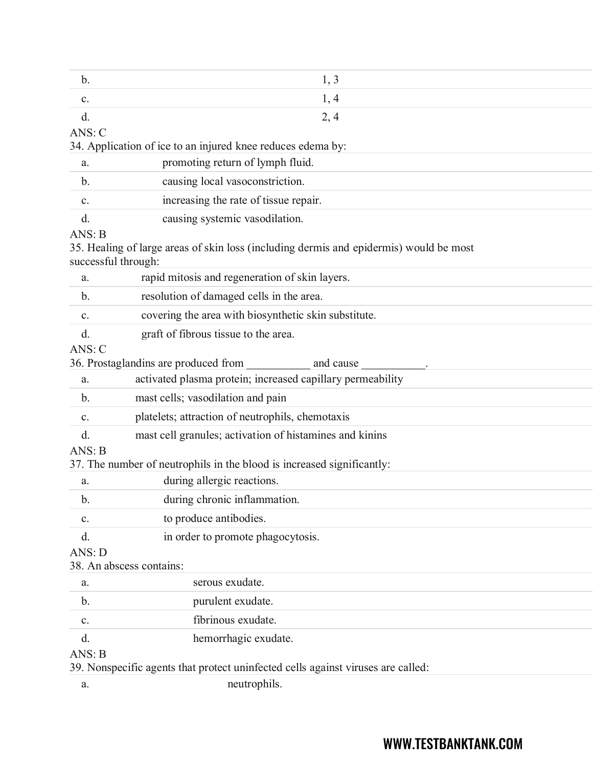| b. | 1, 3 |
|---|---|
| c. | 1, 4 |
| d. | 2, 4 |

ANS: C

34. Application of ice to an injured knee reduces edema by:

| a. | promoting return of lymph fluid. |
|---|---|
| b. | causing local vasoconstriction. |
| c. | increasing the rate of tissue repair. |
| d. | causing systemic vasodilation. |

ANS: B

35. Healing of large areas of skin loss (including dermis and epidermis) would be most successful through:

| a. | rapid mitosis and regeneration of skin layers. |
|---|---|
| b. | resolution of damaged cells in the area. |
| c. | covering the area with biosynthetic skin substitute. |
| d. | graft of fibrous tissue to the area. |

ANS: C

36. Prostaglandins are produced from ___________ and cause ___________.

| a. | activated plasma protein; increased capillary permeability |
|---|---|
| b. | mast cells; vasodilation and pain |
| c. | platelets; attraction of neutrophils, chemotaxis |
| d. | mast cell granules; activation of histamines and kinins |

ANS: B

37. The number of neutrophils in the blood is increased significantly:

| a. | during allergic reactions. |
|---|---|
| b. | during chronic inflammation. |
| c. | to produce antibodies. |
| d. | in order to promote phagocytosis. |

ANS: D

38. An abscess contains:

| a. | serous exudate. |
|---|---|
| b. | purulent exudate. |
| c. | fibrinous exudate. |
| d. | hemorrhagic exudate. |

ANS: B

39. Nonspecific agents that protect uninfected cells against viruses are called:

| a. | neutrophils. |
|---|---|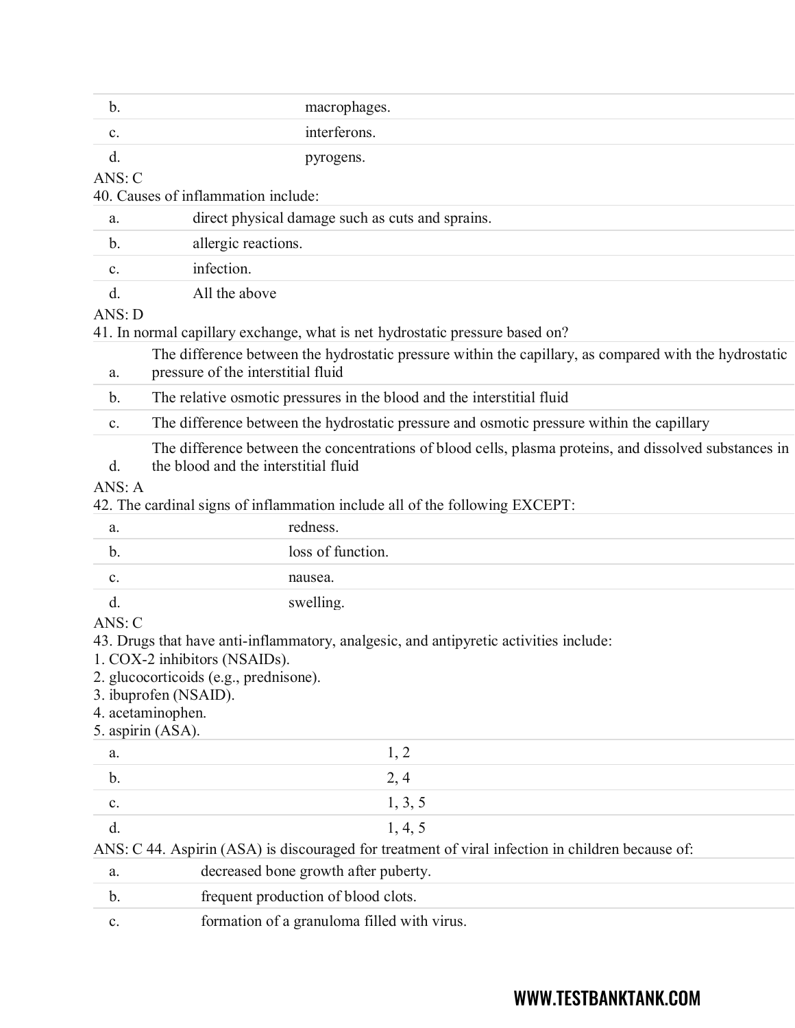| | |
|---|---|
| b. | macrophages. |
| c. | interferons. |
| d. | pyrogens. |

ANS: C

40. Causes of inflammation include:

| | |
|---|---|
| a. | direct physical damage such as cuts and sprains. |
| b. | allergic reactions. |
| c. | infection. |
| d. | All the above |

ANS: D

41. In normal capillary exchange, what is net hydrostatic pressure based on?

| | |
|---|---|
| a. | The difference between the hydrostatic pressure within the capillary, as compared with the hydrostatic pressure of the interstitial fluid |
| b. | The relative osmotic pressures in the blood and the interstitial fluid |
| c. | The difference between the hydrostatic pressure and osmotic pressure within the capillary |
| d. | The difference between the concentrations of blood cells, plasma proteins, and dissolved substances in the blood and the interstitial fluid |

ANS: A

42. The cardinal signs of inflammation include all of the following EXCEPT:

| | |
|---|---|
| a. | redness. |
| b. | loss of function. |
| c. | nausea. |
| d. | swelling. |

ANS: C

43. Drugs that have anti-inflammatory, analgesic, and antipyretic activities include:
1. COX-2 inhibitors (NSAIDs).
2. glucocorticoids (e.g., prednisone).
3. ibuprofen (NSAID).
4. acetaminophen.
5. aspirin (ASA).

| | |
|---|---|
| a. | 1, 2 |
| b. | 2, 4 |
| c. | 1, 3, 5 |
| d. | 1, 4, 5 |

ANS: C 44. Aspirin (ASA) is discouraged for treatment of viral infection in children because of:

| | |
|---|---|
| a. | decreased bone growth after puberty. |
| b. | frequent production of blood clots. |
| c. | formation of a granuloma filled with virus. |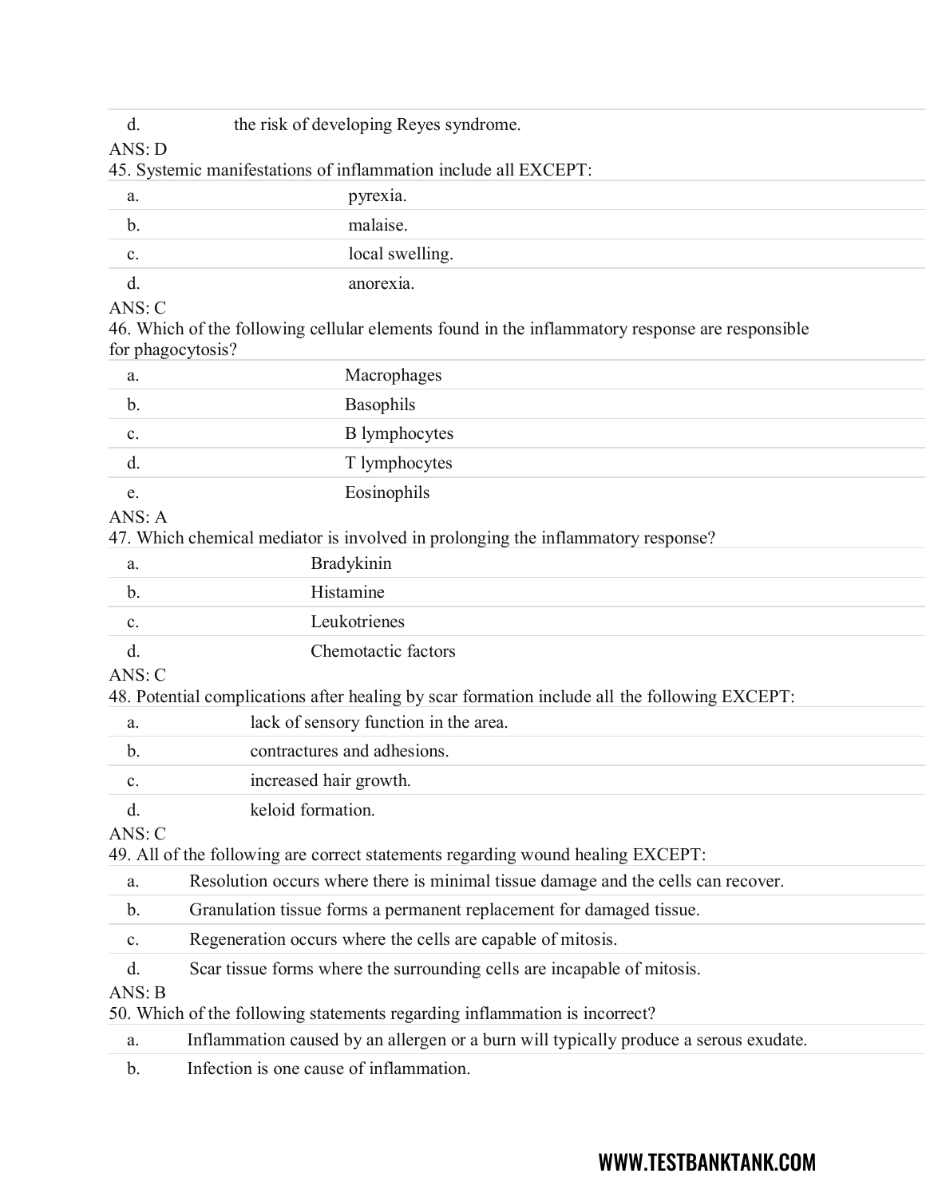d. the risk of developing Reyes syndrome.

ANS: D

45. Systemic manifestations of inflammation include all EXCEPT:

| | |
|---|---|
| a. | pyrexia. |
| b. | malaise. |
| c. | local swelling. |
| d. | anorexia. |

ANS: C

46. Which of the following cellular elements found in the inflammatory response are responsible for phagocytosis?

| | |
|---|---|
| a. | Macrophages |
| b. | Basophils |
| c. | B lymphocytes |
| d. | T lymphocytes |
| e. | Eosinophils |

ANS: A

47. Which chemical mediator is involved in prolonging the inflammatory response?

| | |
|---|---|
| a. | Bradykinin |
| b. | Histamine |
| c. | Leukotrienes |
| d. | Chemotactic factors |

ANS: C

48. Potential complications after healing by scar formation include all the following EXCEPT:

| | |
|---|---|
| a. | lack of sensory function in the area. |
| b. | contractures and adhesions. |
| c. | increased hair growth. |
| d. | keloid formation. |

ANS: C

49. All of the following are correct statements regarding wound healing EXCEPT:

| | |
|---|---|
| a. | Resolution occurs where there is minimal tissue damage and the cells can recover. |
| b. | Granulation tissue forms a permanent replacement for damaged tissue. |
| c. | Regeneration occurs where the cells are capable of mitosis. |
| d. | Scar tissue forms where the surrounding cells are incapable of mitosis. |

ANS: B

50. Which of the following statements regarding inflammation is incorrect?

| | |
|---|---|
| a. | Inflammation caused by an allergen or a burn will typically produce a serous exudate. |
| b. | Infection is one cause of inflammation. |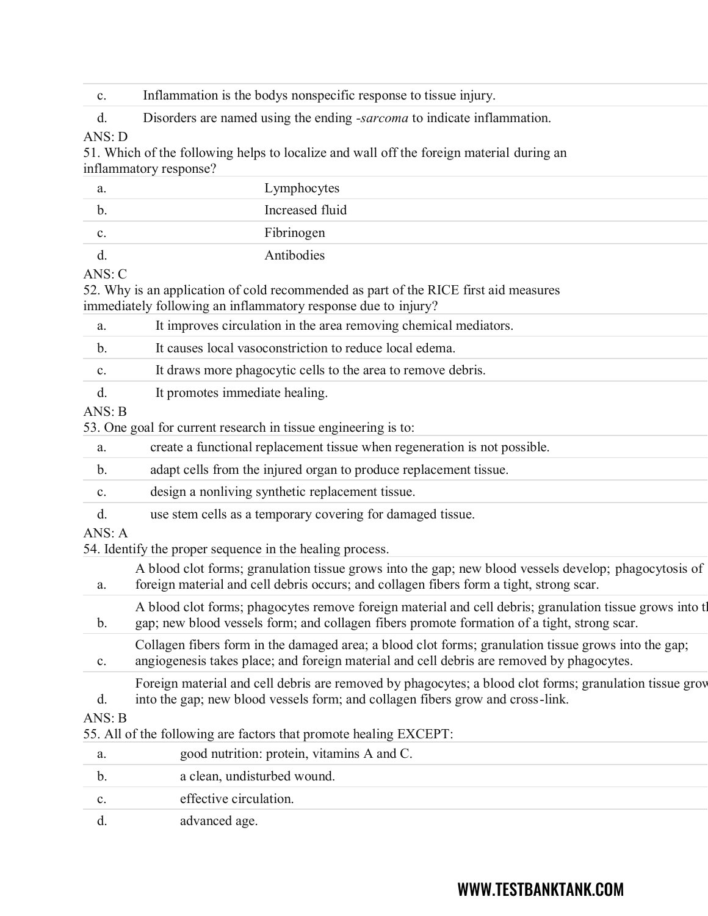c. Inflammation is the bodys nonspecific response to tissue injury.

d. Disorders are named using the ending *-sarcoma* to indicate inflammation.

ANS: D

51. Which of the following helps to localize and wall off the foreign material during an inflammatory response?

a. Lymphocytes

b. Increased fluid

c. Fibrinogen

d. Antibodies

ANS: C

52. Why is an application of cold recommended as part of the RICE first aid measures immediately following an inflammatory response due to injury?

a. It improves circulation in the area removing chemical mediators.

b. It causes local vasoconstriction to reduce local edema.

c. It draws more phagocytic cells to the area to remove debris.

d. It promotes immediate healing.

ANS: B

53. One goal for current research in tissue engineering is to:

a. create a functional replacement tissue when regeneration is not possible.

b. adapt cells from the injured organ to produce replacement tissue.

c. design a nonliving synthetic replacement tissue.

d. use stem cells as a temporary covering for damaged tissue.

ANS: A

54. Identify the proper sequence in the healing process.

a. A blood clot forms; granulation tissue grows into the gap; new blood vessels develop; phagocytosis of foreign material and cell debris occurs; and collagen fibers form a tight, strong scar.

b. A blood clot forms; phagocytes remove foreign material and cell debris; granulation tissue grows into the gap; new blood vessels form; and collagen fibers promote formation of a tight, strong scar.

c. Collagen fibers form in the damaged area; a blood clot forms; granulation tissue grows into the gap; angiogenesis takes place; and foreign material and cell debris are removed by phagocytes.

d. Foreign material and cell debris are removed by phagocytes; a blood clot forms; granulation tissue grows into the gap; new blood vessels form; and collagen fibers grow and cross-link.

ANS: B

55. All of the following are factors that promote healing EXCEPT:

a. good nutrition: protein, vitamins A and C.

b. a clean, undisturbed wound.

c. effective circulation.

d. advanced age.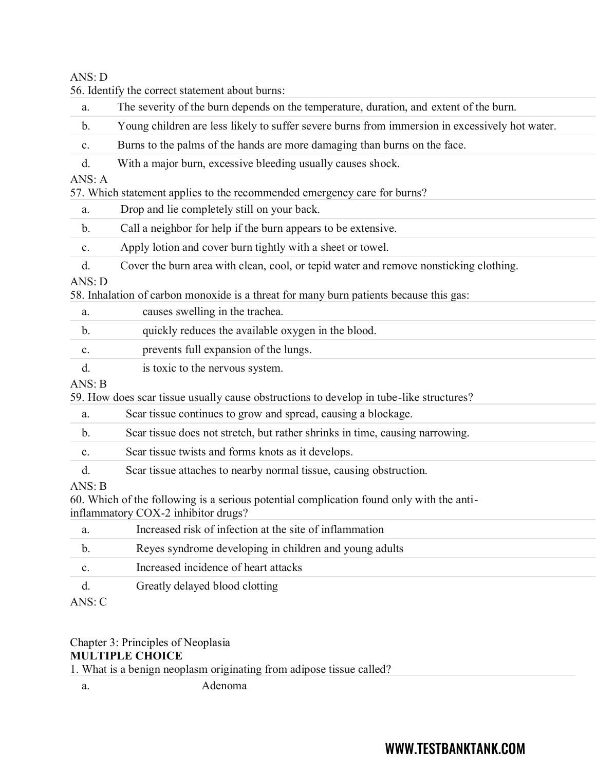ANS: D

56. Identify the correct statement about burns:

a. The severity of the burn depends on the temperature, duration, and extent of the burn.

b. Young children are less likely to suffer severe burns from immersion in excessively hot water.

c. Burns to the palms of the hands are more damaging than burns on the face.

d. With a major burn, excessive bleeding usually causes shock.

ANS: A

57. Which statement applies to the recommended emergency care for burns?

a. Drop and lie completely still on your back.

b. Call a neighbor for help if the burn appears to be extensive.

c. Apply lotion and cover burn tightly with a sheet or towel.

d. Cover the burn area with clean, cool, or tepid water and remove nonsticking clothing.

ANS: D

58. Inhalation of carbon monoxide is a threat for many burn patients because this gas:

a. causes swelling in the trachea.

b. quickly reduces the available oxygen in the blood.

c. prevents full expansion of the lungs.

d. is toxic to the nervous system.

ANS: B

59. How does scar tissue usually cause obstructions to develop in tube-like structures?

a. Scar tissue continues to grow and spread, causing a blockage.

b. Scar tissue does not stretch, but rather shrinks in time, causing narrowing.

c. Scar tissue twists and forms knots as it develops.

d. Scar tissue attaches to nearby normal tissue, causing obstruction.

ANS: B

60. Which of the following is a serious potential complication found only with the anti-inflammatory COX-2 inhibitor drugs?

a. Increased risk of infection at the site of inflammation

b. Reyes syndrome developing in children and young adults

c. Increased incidence of heart attacks

d. Greatly delayed blood clotting

ANS: C

Chapter 3: Principles of Neoplasia

**MULTIPLE CHOICE**

1. What is a benign neoplasm originating from adipose tissue called?

a. Adenoma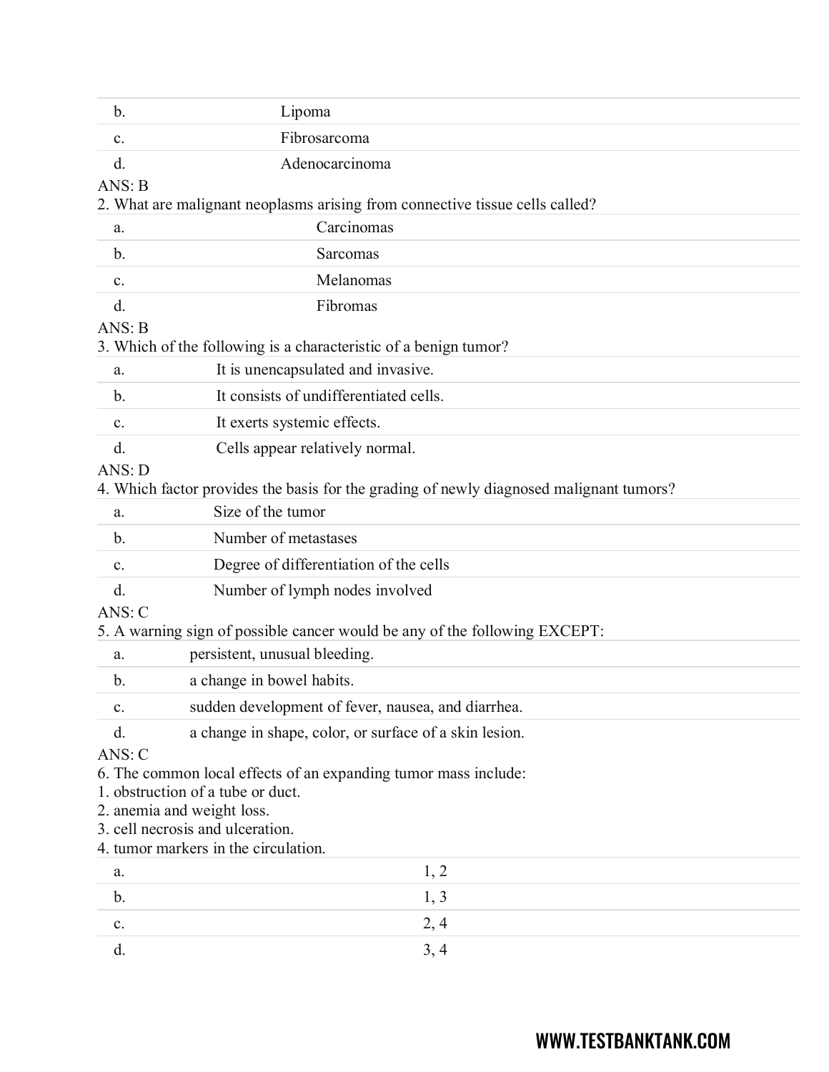| | |
|---|---|
| b. | Lipoma |
| c. | Fibrosarcoma |
| d. | Adenocarcinoma |

ANS: B

2. What are malignant neoplasms arising from connective tissue cells called?

| | |
|---|---|
| a. | Carcinomas |
| b. | Sarcomas |
| c. | Melanomas |
| d. | Fibromas |

ANS: B

3. Which of the following is a characteristic of a benign tumor?

| | |
|---|---|
| a. | It is unencapsulated and invasive. |
| b. | It consists of undifferentiated cells. |
| c. | It exerts systemic effects. |
| d. | Cells appear relatively normal. |

ANS: D

4. Which factor provides the basis for the grading of newly diagnosed malignant tumors?

| | |
|---|---|
| a. | Size of the tumor |
| b. | Number of metastases |
| c. | Degree of differentiation of the cells |
| d. | Number of lymph nodes involved |

ANS: C

5. A warning sign of possible cancer would be any of the following EXCEPT:

| | |
|---|---|
| a. | persistent, unusual bleeding. |
| b. | a change in bowel habits. |
| c. | sudden development of fever, nausea, and diarrhea. |
| d. | a change in shape, color, or surface of a skin lesion. |

ANS: C

6. The common local effects of an expanding tumor mass include:
1. obstruction of a tube or duct.
2. anemia and weight loss.
3. cell necrosis and ulceration.
4. tumor markers in the circulation.

| | |
|---|---|
| a. | 1, 2 |
| b. | 1, 3 |
| c. | 2, 4 |
| d. | 3, 4 |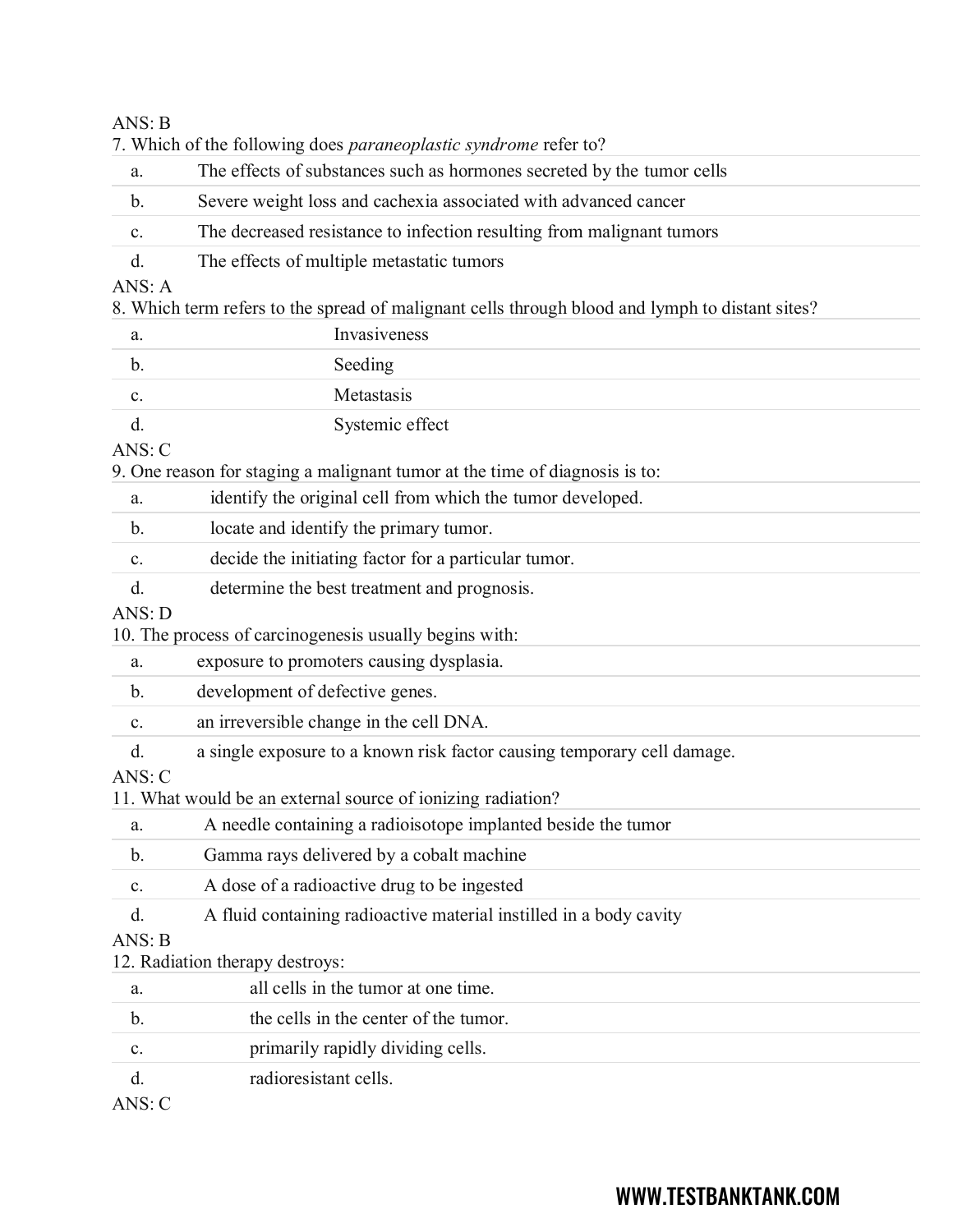ANS: B

7. Which of the following does *paraneoplastic syndrome* refer to?

| | |
|---|---|
| a. | The effects of substances such as hormones secreted by the tumor cells |
| b. | Severe weight loss and cachexia associated with advanced cancer |
| c. | The decreased resistance to infection resulting from malignant tumors |
| d. | The effects of multiple metastatic tumors |

ANS: A

8. Which term refers to the spread of malignant cells through blood and lymph to distant sites?

| | |
|---|---|
| a. | Invasiveness |
| b. | Seeding |
| c. | Metastasis |
| d. | Systemic effect |

ANS: C

9. One reason for staging a malignant tumor at the time of diagnosis is to:

| | |
|---|---|
| a. | identify the original cell from which the tumor developed. |
| b. | locate and identify the primary tumor. |
| c. | decide the initiating factor for a particular tumor. |
| d. | determine the best treatment and prognosis. |

ANS: D

10. The process of carcinogenesis usually begins with:

| | |
|---|---|
| a. | exposure to promoters causing dysplasia. |
| b. | development of defective genes. |
| c. | an irreversible change in the cell DNA. |
| d. | a single exposure to a known risk factor causing temporary cell damage. |

ANS: C

11. What would be an external source of ionizing radiation?

| | |
|---|---|
| a. | A needle containing a radioisotope implanted beside the tumor |
| b. | Gamma rays delivered by a cobalt machine |
| c. | A dose of a radioactive drug to be ingested |
| d. | A fluid containing radioactive material instilled in a body cavity |

ANS: B

12. Radiation therapy destroys:

| | |
|---|---|
| a. | all cells in the tumor at one time. |
| b. | the cells in the center of the tumor. |
| c. | primarily rapidly dividing cells. |
| d. | radioresistant cells. |

ANS: C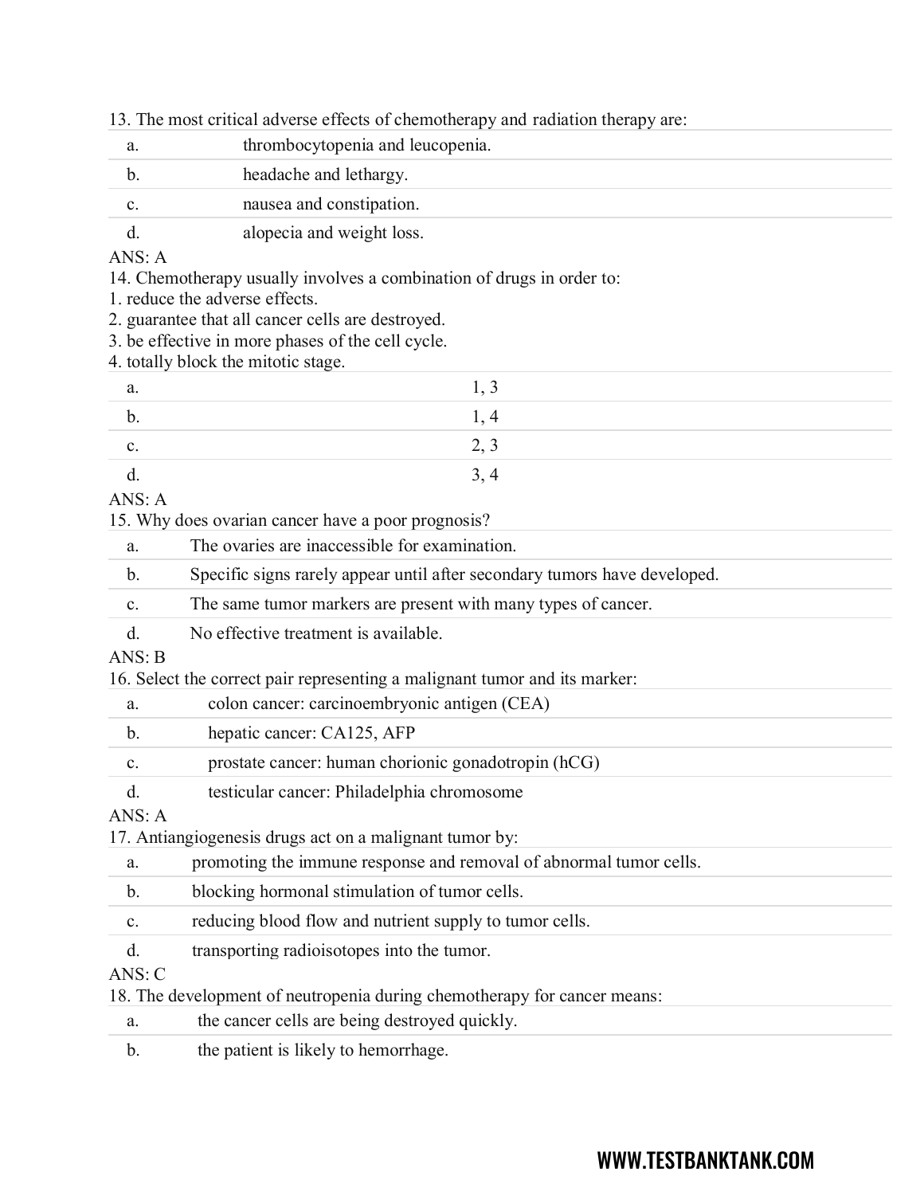13. The most critical adverse effects of chemotherapy and radiation therapy are:

| | |
|---|---|
| a. | thrombocytopenia and leucopenia. |
| b. | headache and lethargy. |
| c. | nausea and constipation. |
| d. | alopecia and weight loss. |

ANS: A

14. Chemotherapy usually involves a combination of drugs in order to:
1. reduce the adverse effects.
2. guarantee that all cancer cells are destroyed.
3. be effective in more phases of the cell cycle.
4. totally block the mitotic stage.

| | |
|---|---|
| a. | 1, 3 |
| b. | 1, 4 |
| c. | 2, 3 |
| d. | 3, 4 |

ANS: A

15. Why does ovarian cancer have a poor prognosis?

| | |
|---|---|
| a. | The ovaries are inaccessible for examination. |
| b. | Specific signs rarely appear until after secondary tumors have developed. |
| c. | The same tumor markers are present with many types of cancer. |
| d. | No effective treatment is available. |

ANS: B

16. Select the correct pair representing a malignant tumor and its marker:

| | |
|---|---|
| a. | colon cancer: carcinoembryonic antigen (CEA) |
| b. | hepatic cancer: CA125, AFP |
| c. | prostate cancer: human chorionic gonadotropin (hCG) |
| d. | testicular cancer: Philadelphia chromosome |

ANS: A

17. Antiangiogenesis drugs act on a malignant tumor by:

| | |
|---|---|
| a. | promoting the immune response and removal of abnormal tumor cells. |
| b. | blocking hormonal stimulation of tumor cells. |
| c. | reducing blood flow and nutrient supply to tumor cells. |
| d. | transporting radioisotopes into the tumor. |

ANS: C

18. The development of neutropenia during chemotherapy for cancer means:

| | |
|---|---|
| a. | the cancer cells are being destroyed quickly. |
| b. | the patient is likely to hemorrhage. |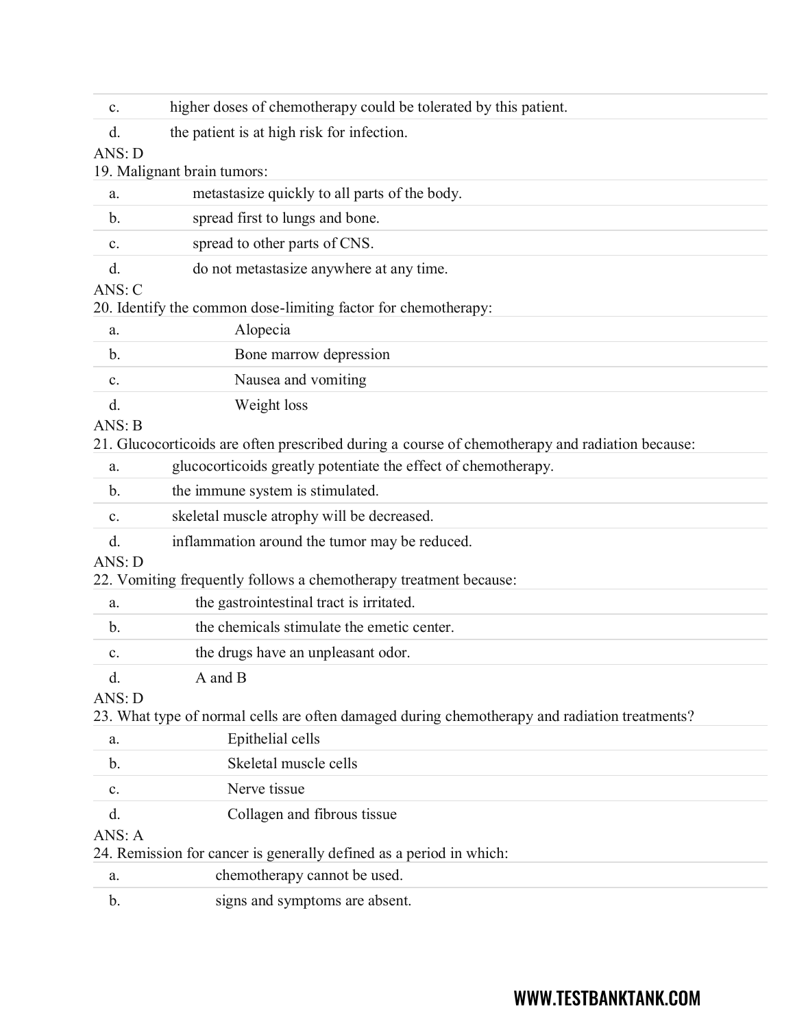c. higher doses of chemotherapy could be tolerated by this patient.

d. the patient is at high risk for infection.

ANS: D

19. Malignant brain tumors:

a. metastasize quickly to all parts of the body.

b. spread first to lungs and bone.

c. spread to other parts of CNS.

d. do not metastasize anywhere at any time.

ANS: C

20. Identify the common dose-limiting factor for chemotherapy:

a. Alopecia

b. Bone marrow depression

c. Nausea and vomiting

d. Weight loss

ANS: B

21. Glucocorticoids are often prescribed during a course of chemotherapy and radiation because:

a. glucocorticoids greatly potentiate the effect of chemotherapy.

b. the immune system is stimulated.

c. skeletal muscle atrophy will be decreased.

d. inflammation around the tumor may be reduced.

ANS: D

22. Vomiting frequently follows a chemotherapy treatment because:

a. the gastrointestinal tract is irritated.

b. the chemicals stimulate the emetic center.

c. the drugs have an unpleasant odor.

d. A and B

ANS: D

23. What type of normal cells are often damaged during chemotherapy and radiation treatments?

a. Epithelial cells

b. Skeletal muscle cells

c. Nerve tissue

d. Collagen and fibrous tissue

ANS: A

24. Remission for cancer is generally defined as a period in which:

a. chemotherapy cannot be used.

b. signs and symptoms are absent.